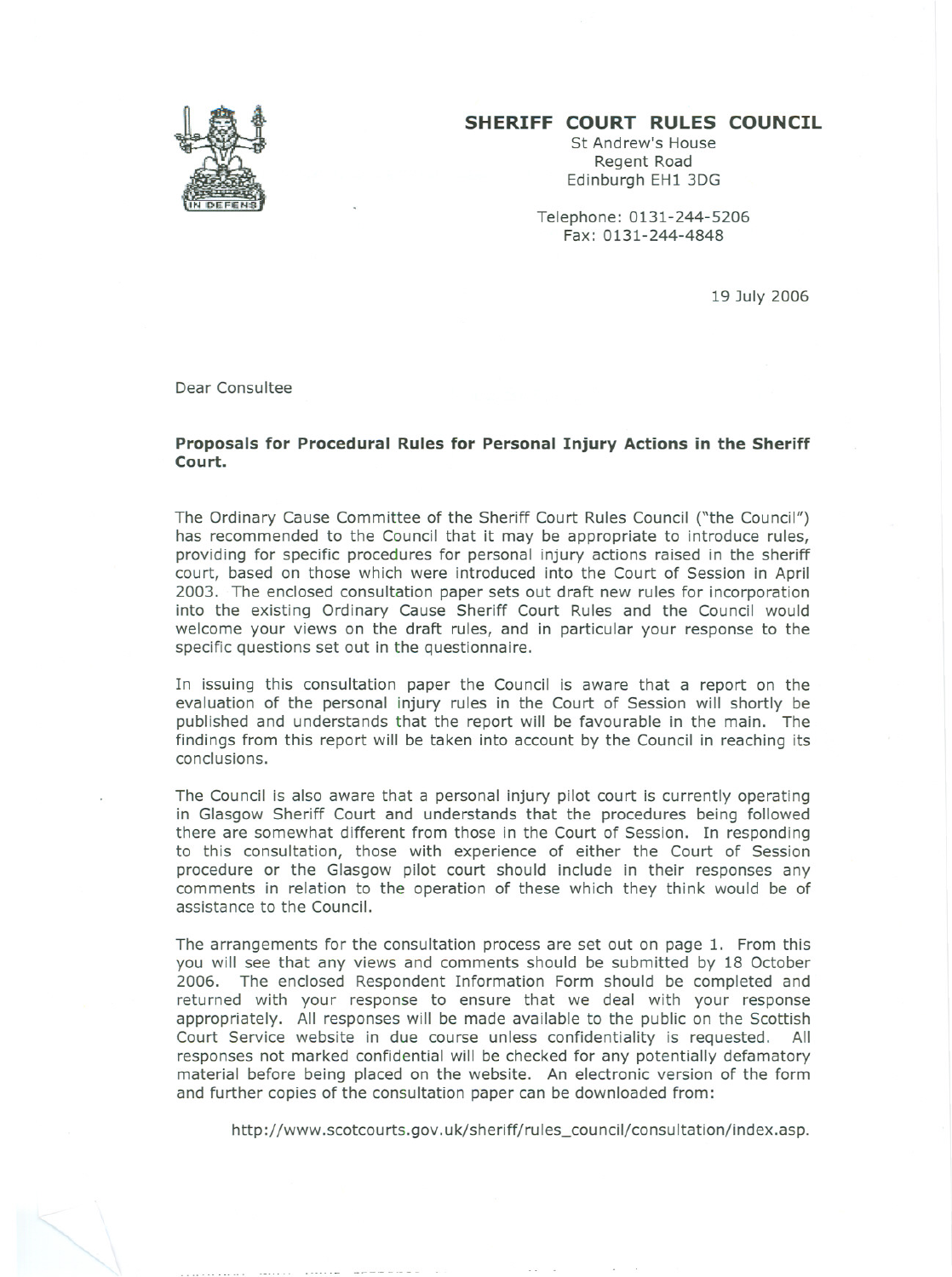## SHERIFF COURT RULES COUNCIL

St Andrew's House
Regent Road
Edinburgh EH1 3DG

Telephone: 0131-244-5206
Fax: 0131-244-4848

19 July 2006

Dear Consultee

**Proposals for Procedural Rules for Personal Injury Actions in the Sheriff Court.**

The Ordinary Cause Committee of the Sheriff Court Rules Council ("the Council") has recommended to the Council that it may be appropriate to introduce rules, providing for specific procedures for personal injury actions raised in the sheriff court, based on those which were introduced into the Court of Session in April 2003. The enclosed consultation paper sets out draft new rules for incorporation into the existing Ordinary Cause Sheriff Court Rules and the Council would welcome your views on the draft rules, and in particular your response to the specific questions set out in the questionnaire.

In issuing this consultation paper the Council is aware that a report on the evaluation of the personal injury rules in the Court of Session will shortly be published and understands that the report will be favourable in the main. The findings from this report will be taken into account by the Council in reaching its conclusions.

The Council is also aware that a personal injury pilot court is currently operating in Glasgow Sheriff Court and understands that the procedures being followed there are somewhat different from those in the Court of Session. In responding to this consultation, those with experience of either the Court of Session procedure or the Glasgow pilot court should include in their responses any comments in relation to the operation of these which they think would be of assistance to the Council.

The arrangements for the consultation process are set out on page 1. From this you will see that any views and comments should be submitted by 18 October 2006. The enclosed Respondent Information Form should be completed and returned with your response to ensure that we deal with your response appropriately. All responses will be made available to the public on the Scottish Court Service website in due course unless confidentiality is requested. All responses not marked confidential will be checked for any potentially defamatory material before being placed on the website. An electronic version of the form and further copies of the consultation paper can be downloaded from:

http://www.scotcourts.gov.uk/sheriff/rules_council/consultation/index.asp.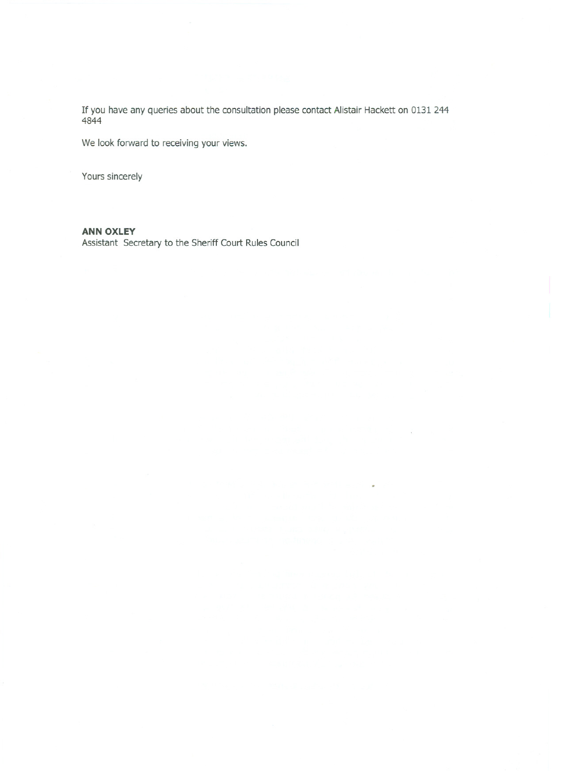If you have any queries about the consultation please contact Alistair Hackett on 0131 244 4844

We look forward to receiving your views.

Yours sincerely

**ANN OXLEY**
Assistant Secretary to the Sheriff Court Rules Council